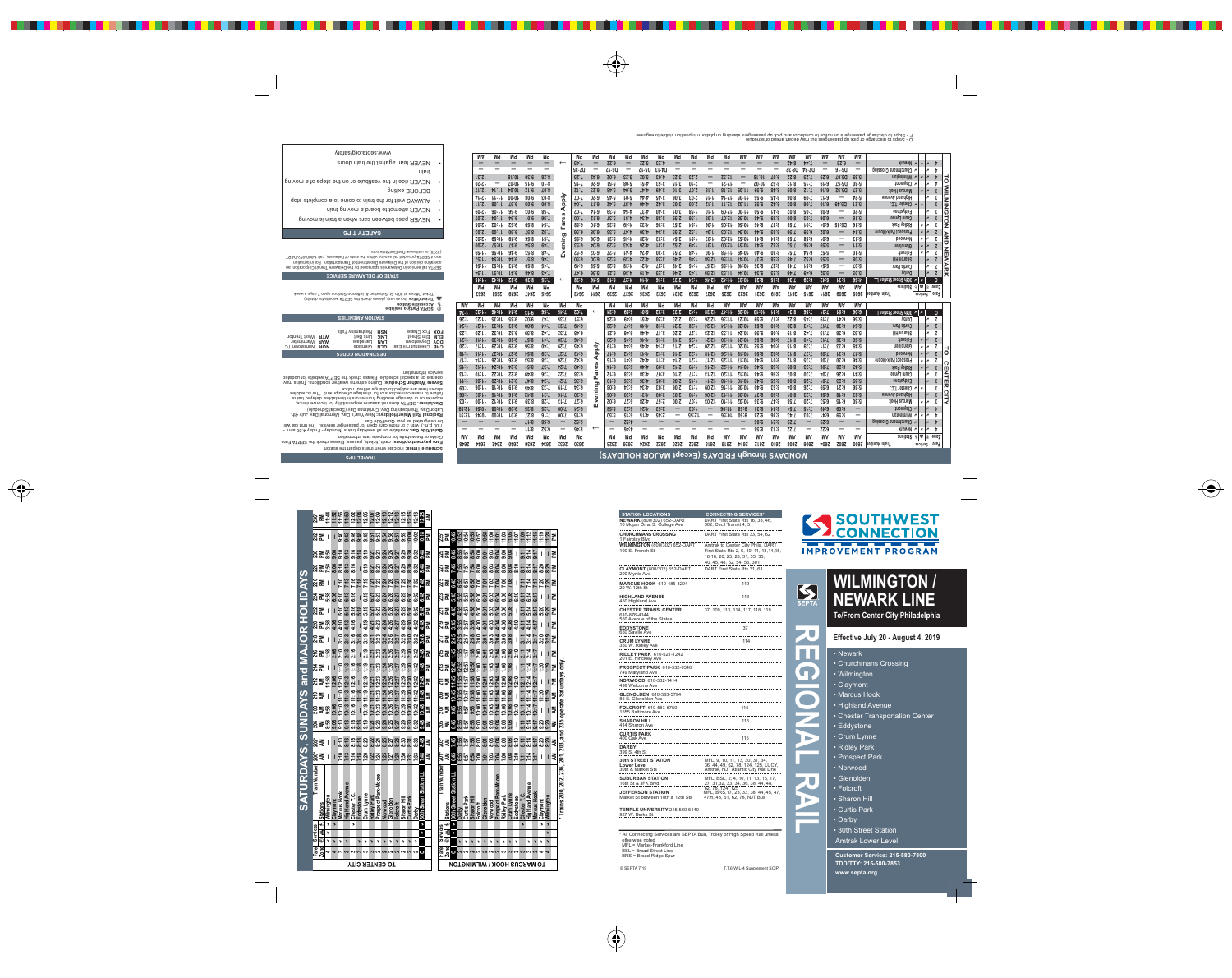# SOUTHWEST CONNECTION

IMPROVEMENT PROGRAM

SEPTA

# REGIONAL RAIL

# WILMINGTON / NEWARK LINE

**To/From Center City Philadelphia**

**Effective July 20 - August 4, 2019**

- Newark
- Churchmans Crossing
- Wilmington
- Claymont
- Marcus Hook
- Highland Avenue
- Chester Transportation Center
- Eddystone
- Crum Lynne
- Ridley Park
- Prospect Park
- Norwood
- Glenolden
- Folcroft
- Sharon Hill
- Curtis Park
- Darby
- 30th Street Station

Amtrak Lower Level

**Customer Service: 215-580-7800**
**TDD/TTY: 215-580-7853**
**www.septa.org**

| STATION LOCATIONS | CONNECTING SERVICES* |
|---|---|
| **NEWARK** (800/302) 652-DART<br>10 Mopar Drive at S. College Ave | DART First State Rts 16, 33, 46, 302, Cecil Transit 4, 5 |
| **CHURCHMANS CROSSING**<br>1 Fairplay Blvd | DART First State Rts 33, 54, 62 |
| **WILMINGTON** (800/302) 652-DART<br>100 S. French St | Amtrak to Center City Phila, DART First State Rts 2, 6, 10, 11, 13, 14, 15, 16, 18, 20, 25, 28, 31, 33, 35, 40, 45, 48, 52, 54, 55, 301 |
| **CLAYMONT** (800/302) 652-DART<br>200 Myrtle Ave | DART First State Rts 51, 61 |
| **MARCUS HOOK** 610-485-3294<br>20 W. 12th St | 119 |
| **HIGHLAND AVENUE**<br>450 Highland Ave | 113 |
| **CHESTER TRANS. CENTER**<br>610-876-4144<br>550 Avenue of the States | 37, 109, 113, 114, 117, 118, 119 |
| **EDDYSTONE**<br>550 Saville Ave | 37 |
| **CRUM LYNNE**<br>350 W. Ridley Ave | 114 |
| **RIDLEY PARK** 610-521-1242<br>201 E. Hinckley Ave | |
| **PROSPECT PARK** 610-583-0546<br>740 Maryland Ave | |
| **NORWOOD** 610-532-1414<br>498 Welcome Ave | |
| **GLENOLDEN** 610-583-5794<br>85 E. Glenolden Ave | |
| **FOLCROFT** 610-583-5750<br>1555 Baltimore Ave | 115 |
| **SHARON HILL**<br>414 Sharon Ave | 115 |
| **CURTIS PARK**<br>400 Oak Ave | 115 |
| **DARBY**<br>390 S. 4th St | |
| **30th STREET STATION**<br>Lower Level<br>30th & Market Sts | MFL, 9, 10, 11, 13, 30, 31, 34, 36, 44, 49, 62, 78, 124, 125, LUCY, Amtrak, NJT Atlantic City Rail Line |
| **SUBURBAN STATION**<br>16th St & JFK Blvd | MFL, BSL, 2, 4, 10, 11, 13, 16, 17, 27, 31, 32, 33, 34, 36, 38, 44, 48, 62, 78, 124, 125 |
| **JEFFERSON STATION**<br>Market St between 10th & 12th Sts | MFL, BRS, 17, 23, 33, 38, 44, 45, 47, 47m, 48, 61, 62, 78, NJT Bus |
| **TEMPLE UNIVERSITY** 215-580-5440<br>927 W. Berks St | |

\* All Connecting Services are SEPTA Bus, Trolley or High Speed Rail unless otherwise noted
MFL = Market-Frankford Line
BSL = Broad Street Line
BRS = Broad-Ridge Spur

© SEPTA 7/19 — T.T.6 WIL-4 Supplement SCIP

## SATURDAYS, SUNDAYS and MAJOR HOLIDAYS

### TO CENTER CITY

### TO MARCUS HOOK / WILMINGTON

\* Trains 200, 202, 236, 201, 203, and 235 operate Saturdays only.

## MONDAYS through FRIDAYS (Except MAJOR HOLIDAYS)

### TO CENTER CITY

### TO WILMINGTON AND NEWARK

Evening Fares Apply

D - Stops to discharge passengers only. Train may depart ahead of schedule
F - Stops to discharge passengers on notice to conductor and pick up passengers standing on platform in position visible to engineer

## TRAVEL TIPS

**Schedule Times:** Indicate when trains depart the station

**Fare payment options:** cash, tickets, passes. Please check the SEPTA Fare Guide on the website for complete fare information

**Quiet Ride Car:** Available on all weekday trains (Monday - Friday 4:00 a.m. - 7:00 p.m.) with 3 or more cars open for passenger service. The first car will be designated as your Quiet Ride Car.

**Regional Rail Major Holidays:** New Year's Day, Memorial Day, July 4th, Labor Day, Thanksgiving Day, Christmas Day (Special Schedule)

**Disclaimer:** SEPTA does not assume responsibility for inconvenience, expense or damage resulting from errors in timetables, delayed trains, failure to make connections or for shortage of equipment. The schedules shown here are subject to change without notice

**Severe Weather Schedule:** During extreme weather conditions, Trains may operate on a special schedule. Please check the SEPTA website for updated service information

## DESTINATION CODES

| | | | | | |
|---|---|---|---|---|---|
| CHE | Chestnut Hill East | DOY | Doylestown | FOX | Fox Chase |
| GLN | Glenside | ELM | Elm Street | LAN | Lansdale |
| LNK | Link Belt | NOR | Norristown T.C. | NSH | Norristown-Hatboro |
| WAR | Warminster | WTR | West Trenton | | |

## STATION AMENITIES

Ⓟ SEPTA Parking available

♿ Accessible Station

Ticket Office (hours vary please check the SEPTA website for details)

Ticket Office at 30th St, Suburban & Jefferson Stations open 7 days a week

## STATE OF DELAWARE SERVICE

SEPTA rail service in Delaware is sponsored by the Delaware Transit Corporation, an operating division of the Delaware Department of Transportation. For information about SEPTA-provided rail service within the State of Delaware, call 1-800-652-DART (3278) or visit www.DARTFirstState.com.

## SAFETY TIPS

- NEVER pass between cars when a train is moving
- NEVER attempt to board a moving train
- ALWAYS wait for the train to come to a complete stop BEFORE exiting
- NEVER ride in the vestibule or on the steps of a moving train
- NEVER lean against the train doors

www.septa.org/safety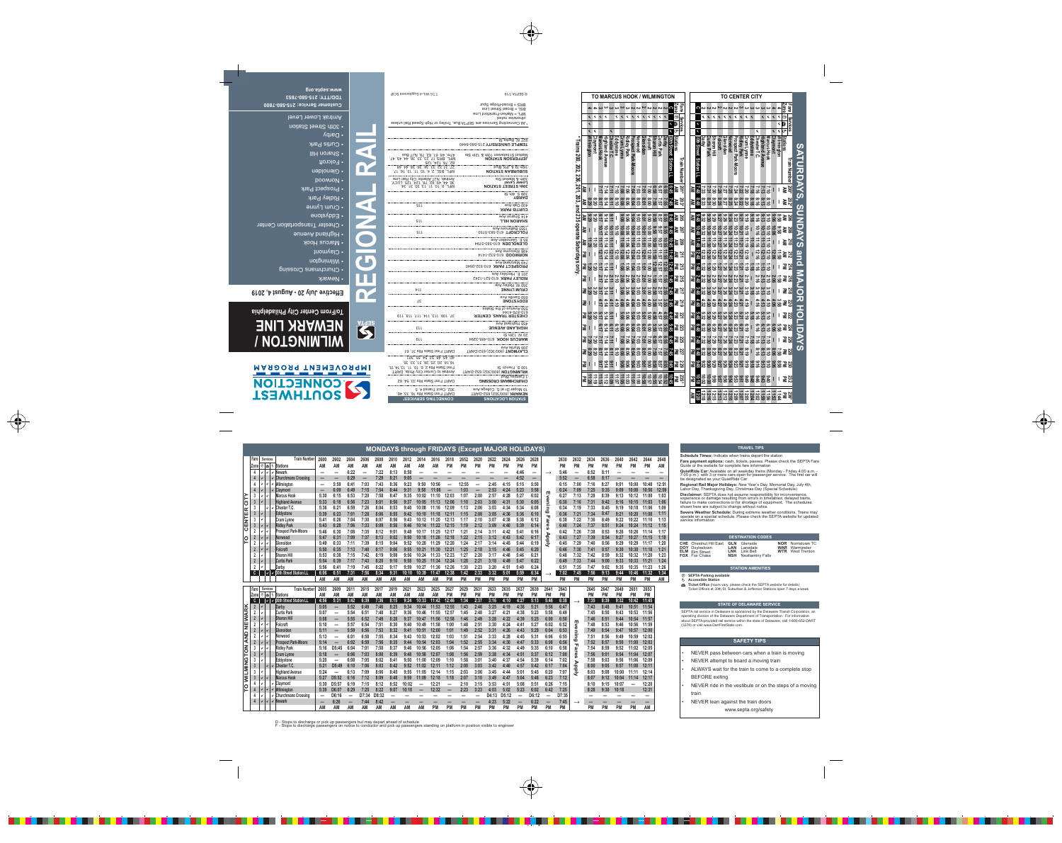# SOUTHWEST CONNECTION IMPROVEMENT PROGRAM

# WILMINGTON / NEWARK LINE

To/From Center City Philadelphia

**Effective July 20 - August 4, 2019**

# REGIONAL RAIL

- Newark
- Churchmans Crossing
- Wilmington
- Claymont
- Marcus Hook
- Highland Avenue
- Chester Transportation Center
- Eddystone
- Crum Lynne
- Ridley Park
- Prospect Park
- Norwood
- Glenolden
- Folcroft
- Sharon Hill
- Curtis Park
- Darby
- 30th Street Station, Amtrak Lower Level

Customer Service: 215-580-7800
TDD/TTY: 215-580-7853
www.septa.org

## STATION LOCATIONS / CONNECTING SERVICES*

| Station Locations | Connecting Services* |
|---|---|
| **NEWARK** (302) 652-DART, 10 Mopar Dr at S. College Ave | DART First State Rts 16, 34, 46, 302; Cecil Transit 4, 5 |
| **CHURCHMANS CROSSING** | DART First State Rts 33, 59, 62 |
| **WILMINGTON** (302) 652-DART, 100 S. French St | Amtrak to Center City Phila, DART First State Rts 2, 6, 10, 11, 13, 14, 15, 16, 18, 20, 25, 31, 33, 35, 40, 45, 46, 54, 301 |
| **CLAYMONT** (302) 652-DART | DART First State Rts 31, 61 |
| **MARCUS HOOK** 610-485-5294 | 119 |
| **HIGHLAND AVENUE** | 113 |
| **CHESTER TRANS. CENTER** | 37, 109, 113, 114, 117, 118, 119 |
| **EDDYSTONE** | 37 |
| **CRUM LYNNE** | 114 |
| **RIDLEY PARK** 610-521-1342 | |
| **PROSPECT PARK** 610-532-0840 | |
| **NORWOOD** 610-532-1414 | |
| **GLENOLDEN** 610-583-5794 | |
| **FOLCROFT** 610-583-5250 | 115 |
| **SHARON HILL** | 115 |
| **CURTIS PARK** | 115 |
| **DARBY** | |
| **30TH STREET STATION** 30th & Market Sts, Lower Level | Amtrak, NJ Transit Atlantic City Rail Line, MFL, Rts 9, 30, 31, 44, 49, 62, 78, 124, 125, LUCY |
| **SUBURBAN STATION** 16th St & JFK Blvd | MFL, BSL, 2, 4, 10, 11, 13, 15, 16, 17 |
| **JEFFERSON STATION** Market St between 10th & 12th Sts | MFL, BSL, 17, 23, 33, 38, 45, 47, 47m, 48, 61, 62, 78, NJT Bus |
| **TEMPLE UNIVERSITY** 215-580-5440 | 3, 23 |

\* All Connecting Services are SEPTA Bus, Trolley or High Speed Rail unless otherwise noted.
MFL = Market-Frankford Line
BSL = Broad Street Line
BRS = Broad-Ridge Spur

© SEPTA 7/19

## SATURDAYS, SUNDAYS and MAJOR HOLIDAYS

TO CENTER CITY / TO MARCUS HOOK / WILMINGTON

\* Trains 200, 202, 230, 201, 203, and 235 operate Saturdays only

## MONDAYS through FRIDAYS (Except MAJOR HOLIDAYS)

### TO CENTER CITY

| Fare Zone | Stations | 2600 | 2602 | 2604 | 2606 | 2608 | 2610 | 2612 | 2614 | 2616 | 2618 | 2652 | 2620 | 2622 | 2624 | 2626 | 2628 | | 2630 | 2632 | 2634 | 2636 | 2640 | 2642 | 2644 | 2648 |
|---|---|---|---|---|---|---|---|---|---|---|---|---|---|---|---|---|---|---|---|---|---|---|---|---|---|---|
| | | AM | AM | AM | AM | AM | AM | AM | AM | AM | PM | PM | PM | PM | PM | PM | PM | | PM | PM | PM | PM | PM | PM | PM | PM |
| 4 | Newark | — | — | 6:22 | — | 7:22 | 8:13 | 8:58 | — | — | — | — | — | — | — | 4:46 | — | → | 5:46 | — | 6:52 | 8:11 | — | — | — | — |
| 4 | Churchmans Crossing | — | — | 6:27 | — | 7:29 | 8:21 | 9:05 | — | — | — | — | — | — | — | 4:52 | — | | 5:52 | — | 6:58 | 8:17 | — | — | — | — |
| 4 | Wilmington | — | 5:59 | 6:41 | 7:03 | 7:43 | 8:36 | 9:23 | 9:50 | 10:56 | — | 12:55 | — | 2:45 | 4:15 | 5:15 | 5:50 | Evening Fares Apply | 6:15 | 7:00 | 7:16 | 8:27 | 9:01 | 10:00 | 10:48 | 12:51 |
| 4 | Claymont | — | 6:09 | 6:49 | 7:15 | 7:54 | 8:44 | 9:31 | 9:58 | 11:06 | — | 1:03 | — | 2:53 | 4:24 | 5:23 | 5:58 | | 6:24 | 7:09 | 7:25 | 8:35 | 9:09 | 10:08 | 10:56 | 12:59 |
| 3 | Marcus Hook | 5:30 | 6:15 | 6:53 | 7:20 | 7:58 | 8:47 | 9:35 | 10:02 | 11:10 | 12:03 | 1:07 | 2:00 | 2:57 | 4:28 | 5:27 | 6:02 | | 6:27 | 7:13 | 7:28 | 8:39 | 9:13 | 10:12 | 11:00 | 1:03 |
| 3 | Highland Avenue | 5:33 | 6:18 | 6:56 | 7:23 | 8:01 | 8:50 | 9:37 | 10:05 | 11:13 | 12:06 | 1:10 | 2:03 | 3:00 | 4:31 | 5:30 | 6:05 | | 6:30 | 7:16 | 7:31 | 8:42 | 9:16 | 10:15 | 11:03 | 1:06 |
| 3 | Chester T.C. | 5:36 | 6:21 | 6:59 | 7:26 | 8:04 | 8:53 | 9:40 | 10:08 | 11:16 | 12:09 | 1:13 | 2:06 | 3:03 | 4:34 | 5:34 | 6:08 | | 6:34 | 7:19 | 7:33 | 8:45 | 9:19 | 10:18 | 11:06 | 1:09 |
| 3 | Eddystone | 5:39 | 6:23 | 7:01 | 7:28 | 8:06 | 8:55 | 9:42 | 10:10 | 11:18 | 12:11 | 1:15 | 2:08 | 3:05 | 4:36 | 5:36 | 6:10 | | 6:36 | 7:21 | 7:34 | 8:47 | 9:21 | 10:20 | 11:08 | 1:11 |
| 3 | Crum Lynne | 5:41 | 6:26 | 7:04 | 7:30 | 8:07 | 8:56 | 9:43 | 10:12 | 11:20 | 12:13 | 1:17 | 2:10 | 3:07 | 4:38 | 5:38 | 6:12 | | 6:38 | 7:22 | 7:36 | 8:49 | 9:22 | 10:22 | 11:10 | 1:13 |
| 3 | Ridley Park | 5:43 | 6:28 | 7:06 | 7:33 | 8:09 | 8:58 | 9:46 | 10:14 | 11:22 | 12:15 | 1:19 | 2:12 | 3:09 | 4:40 | 5:39 | 6:14 | | 6:40 | 7:24 | 7:37 | 8:51 | 9:24 | 10:24 | 11:12 | 1:15 |
| 2 | Prospect Park-Moore | 5:46 | 6:30 | 7:08 | 7:35 | 8:12 | 9:01 | 9:48 | 10:17 | 11:25 | 12:17 | 1:21 | 2:14 | 3:11 | 4:42 | 5:41 | 6:16 | | 6:42 | 7:26 | 7:38 | 8:53 | 9:26 | 10:26 | 11:14 | 1:17 |
| 2 | Norwood | 5:47 | 6:31 | 7:09 | 7:37 | 8:13 | 9:02 | 9:50 | 10:18 | 11:26 | 12:18 | 1:22 | 2:15 | 3:12 | 4:43 | 5:42 | 6:17 | | 6:43 | 7:27 | 7:39 | 8:54 | 9:27 | 10:27 | 11:15 | 1:18 |
| 2 | Glenolden | 5:49 | 6:33 | 7:11 | 7:39 | 8:15 | 9:04 | 9:52 | 10:20 | 11:29 | 12:20 | 1:24 | 2:17 | 3:14 | 4:45 | 5:44 | 6:19 | | 6:45 | 7:29 | 7:40 | 8:56 | 9:29 | 10:29 | 11:17 | 1:20 |
| 2 | Folcroft | 5:50 | 6:35 | 7:13 | 7:40 | 8:17 | 9:06 | 9:55 | 10:21 | 11:30 | 12:21 | 1:25 | 2:18 | 3:15 | 4:46 | 5:45 | 6:20 | | 6:46 | 7:30 | 7:41 | 8:57 | 9:30 | 10:30 | 11:18 | 1:21 |
| 2 | Sharon Hill | 5:53 | 6:38 | 7:15 | 7:42 | 8:19 | 9:08 | 9:56 | 10:24 | 11:33 | 12:23 | 1:27 | 2:20 | 3:17 | 4:48 | 5:46 | 6:21 | | 6:48 | 7:32 | 7:42 | 8:59 | 9:32 | 10:32 | 11:20 | 1:23 |
| 2 | Curtis Park | 5:54 | 6:39 | 7:17 | 7:43 | 8:20 | 9:10 | 9:58 | 10:25 | 11:34 | 12:24 | 1:28 | 2:21 | 3:18 | 4:49 | 5:47 | 6:22 | | 6:49 | 7:33 | 7:44 | 9:00 | 9:33 | 10:33 | 11:21 | 1:24 |
| 2 | Darby | 5:56 | 6:41 | 7:19 | 7:45 | 8:22 | 9:17 | 9:59 | 10:27 | 11:36 | 12:26 | 1:30 | 2:23 | 3:20 | 4:51 | 5:49 | 6:24 | | 6:51 | 7:35 | 7:47 | 9:02 | 9:35 | 10:35 | 11:23 | 1:26 |
| C | 30th Street Station L.L. | 6:06 | 6:51 | 7:31 | 7:56 | 8:34 | 9:31 | 10:10 | 10:39 | 11:47 | 12:38 | 1:42 | 2:33 | 3:32 | 5:01 | 5:59 | 6:34 | → | 7:02 | 7:45 | 7:56 | 9:13 | 9:44 | 10:46 | 11:32 | 1:34 |
| | | AM | AM | AM | AM | AM | AM | AM | AM | AM | PM | PM | PM | PM | PM | PM | PM | | PM | PM | PM | PM | PM | PM | PM | AM |

### TO WILMINGTON AND NEWARK

| Fare Zone | Stations | 2603 | 2609 | 2611 | 2615 | 2617 | 2619 | 2621 | 2623 | 2625 | 2627 | 2629 | 2631 | 2633 | 2635 | 2637 | 2639 | 2641 | 2643 | | 2645 | 2647 | 2649 | 2651 | 2653 |
|---|---|---|---|---|---|---|---|---|---|---|---|---|---|---|---|---|---|---|---|---|---|---|---|---|---|
| | | AM | AM | AM | AM | AM | AM | AM | AM | AM | PM | PM | PM | PM | PM | PM | PM | PM | PM | | PM | PM | PM | PM | PM |
| C | 30th Street Station L.L. | 4:56 | 5:31 | 6:42 | 6:39 | 7:36 | 8:15 | 9:24 | 10:33 | 11:42 | 12:46 | 1:34 | 2:37 | 3:16 | 4:10 | 4:27 | 5:13 | 5:46 | 6:38 | → | 7:30 | 8:39 | 9:37 | 10:42 | 11:45 |
| 2 | Darby | 5:05 | — | 5:52 | 6:49 | 7:46 | 8:25 | 9:34 | 10:44 | 11:53 | 12:55 | 1:43 | 2:46 | 3:25 | 4:19 | 4:36 | 5:21 | 5:56 | 6:47 | | 7:43 | 8:48 | 9:41 | 10:51 | 11:54 |
| 2 | Curtis Park | 5:07 | — | 5:54 | 6:51 | 7:48 | 8:27 | 9:36 | 10:46 | 11:55 | 12:57 | 1:45 | 2:48 | 3:27 | 4:21 | 4:38 | 5:23 | 5:58 | 6:49 | | 7:45 | 8:50 | 9:43 | 10:53 | 11:56 |
| 2 | Sharon Hill | 5:08 | — | 5:55 | 6:52 | 7:49 | 8:28 | 9:37 | 10:47 | 11:56 | 12:58 | 1:46 | 2:49 | 3:28 | 4:22 | 4:39 | 5:25 | 6:00 | 6:50 | Evening Fares Apply | 7:46 | 8:51 | 9:44 | 10:54 | 11:57 |
| 2 | Folcroft | 5:10 | — | 5:57 | 6:54 | 7:51 | 8:30 | 9:40 | 10:49 | 11:58 | 1:00 | 1:48 | 2:51 | 3:30 | 4:24 | 4:41 | 5:27 | 6:02 | 6:52 | | 7:48 | 8:53 | 9:46 | 10:56 | 11:59 |
| 2 | Glenolden | 5:11 | — | 5:59 | 6:56 | 7:53 | 8:32 | 9:41 | 10:51 | 12:00 | 1:01 | 1:49 | 2:52 | 3:31 | 4:26 | 4:43 | 5:29 | 6:04 | 6:53 | | 7:49 | 8:54 | 9:47 | 10:57 | 12:00 |
| 2 | Norwood | 5:13 | — | 6:01 | 6:58 | 7:55 | 8:34 | 9:43 | 10:53 | 12:02 | 1:03 | 1:51 | 2:54 | 3:33 | 4:28 | 4:45 | 5:31 | 6:06 | 6:55 | | 7:51 | 8:56 | 9:49 | 10:59 | 12:02 |
| 2 | Prospect Park-Moore | 5:14 | — | 6:02 | 6:59 | 7:56 | 8:35 | 9:44 | 10:54 | 12:03 | 1:04 | 1:52 | 2:55 | 3:34 | 4:30 | 4:47 | 5:33 | 6:08 | 6:56 | | 7:52 | 8:57 | 9:50 | 11:00 | 12:03 |
| 3 | Ridley Park | 5:16 | D5:45 | 6:04 | 7:01 | 7:58 | 8:37 | 9:46 | 10:56 | 12:05 | 1:06 | 1:54 | 2:57 | 3:36 | 4:32 | 4:49 | 5:35 | 6:10 | 6:58 | | 7:54 | 8:59 | 9:52 | 11:02 | 12:05 |
| 3 | Crum Lynne | 5:18 | — | 6:06 | 7:03 | 8:00 | 8:39 | 9:48 | 10:58 | 12:07 | 1:08 | 1:56 | 2:59 | 3:38 | 4:34 | 4:51 | 5:37 | 6:12 | 7:00 | | 7:56 | 9:01 | 9:54 | 11:04 | 12:07 |
| 3 | Eddystone | 5:20 | — | 6:08 | 7:05 | 8:02 | 8:41 | 9:50 | 11:00 | 12:09 | 1:10 | 1:58 | 3:01 | 3:40 | 4:37 | 4:54 | 5:39 | 6:14 | 7:02 | | 7:58 | 9:03 | 9:56 | 11:06 | 12:09 |
| 3 | Chester T.C. | 5:21 | D5:49 | 6:10 | 7:06 | 8:03 | 8:42 | 9:52 | 11:02 | 12:11 | 1:12 | 2:00 | 3:03 | 3:42 | 4:40 | 4:57 | 5:42 | 6:17 | 7:04 | | 8:00 | 9:05 | 9:57 | 11:08 | 12:11 |
| 3 | Highland Avenue | 5:24 | — | 6:13 | 7:09 | 8:06 | 8:45 | 9:55 | 11:05 | 12:14 | 1:15 | 2:03 | 3:06 | 3:45 | 4:44 | 5:01 | 5:45 | 6:20 | 7:07 | | 8:03 | 9:08 | 10:00 | 11:11 | 12:14 |
| 3 | Marcus Hook | 5:27 | D5:52 | 6:16 | 7:12 | 8:09 | 8:48 | 9:59 | 11:09 | 12:18 | 1:18 | 2:07 | 3:10 | 3:49 | 4:47 | 5:04 | 5:48 | 6:23 | 7:12 | | 8:07 | 9:12 | 10:04 | 11:14 | 12:17 |
| 4 | Claymont | 5:30 | D5:57 | 6:19 | 7:15 | 8:12 | 8:52 | 10:02 | — | 12:21 | — | 2:10 | 3:15 | 3:53 | 4:51 | 5:08 | 5:51 | 6:26 | 7:15 | | 8:10 | 9:15 | 10:07 | — | 12:20 |
| 4 | Wilmington | 5:39 | D6:07 | 6:29 | 7:25 | 8:22 | 9:07 | 10:18 | — | 12:32 | — | 2:23 | 3:23 | 4:03 | 5:02 | 5:23 | 6:02 | 6:42 | 7:25 | | 8:28 | 9:30 | 10:18 | — | 12:31 |
| 4 | Churchmans Crossing | — | D6:16 | — | D7:34 | D8:32 | — | — | — | — | — | — | — | D4:13 | D5:12 | — | D6:12 | — | D7:35 | | — | — | — | — | — |
| 4 | Newark | — | 6:26 | — | 7:44 | 8:42 | — | — | — | — | — | — | — | 4:23 | 5:22 | — | 6:22 | — | 7:46 | → | — | — | — | — | — |
| | | AM | AM | AM | AM | AM | AM | AM | AM | PM | PM | PM | PM | PM | PM | PM | PM | PM | PM | | PM | PM | PM | PM | AM |

D - Stops to discharge or pick up passengers but may depart ahead of schedule
F - Stops to discharge passengers on notice to conductor and pick up passengers standing on platform in position visible to engineer

## TRAVEL TIPS

**Schedule Times:** Indicate when trains depart the station

**Fare payment options:** cash, tickets, passes. Please check the SEPTA Fare Guide or the website for complete fare information

**QuietRide Car:** Available on all weekday trains (Monday - Friday 4:00 a.m. - 7:00 p.m.) with 3 or more cars open for passenger service. The first car will be designated as your QuietRide Car

**Regional Rail Major Holidays:** New Year's Day, Memorial Day, July 4th, Labor Day, Thanksgiving Day, Christmas Day (Special Schedule)

**Disclaimer:** SEPTA does not assume responsibility for inconvenience, experience or damage resulting from errors in timetables, delayed trains, failure to make connections or for shortage of equipment. The schedules shown here are subject to change without notice

**Severe Weather Schedule:** During extreme weather conditions, Trains may operate on a special schedule. Please check the SEPTA website for updated service information

## DESTINATION CODES

| Code | Destination | Code | Destination | Code | Destination |
|---|---|---|---|---|---|
| CHE | Chestnut Hill East | GLN | Glenside | NOR | Norristown TC |
| DOY | Doylestown | LAN | Lansdale | WAR | Warminster |
| ELM | Elm Street | LNK | Link Belt | WTR | West Trenton |
| FOX | Fox Chase | NSH | Neshaminy Falls | | |

## STATION AMENITIES

- SEPTA Parking available
- Accessible Station
- Ticket Office (hours vary, please check the SEPTA website for details) Ticket Offices at 30th St, Suburban & Jefferson Stations open 7 days a week

## STATE OF DELAWARE SERVICE

SEPTA rail service in Delaware is sponsored by the Delaware Transit Corporation, an operating division of the Delaware Department of Transportation. For information about SEPTA-provided rail service within the state of Delaware, call 1-800-652-DART (3278) or visit www.DartFirstState.com.

## SAFETY TIPS

- NEVER pass between cars when a train is moving
- NEVER attempt to board a moving train
- ALWAYS wait for the train to come to a complete stop BEFORE exiting
- NEVER ride in the vestibule or on the steps of a moving train
- NEVER lean against the train doors

www.septa.org/safety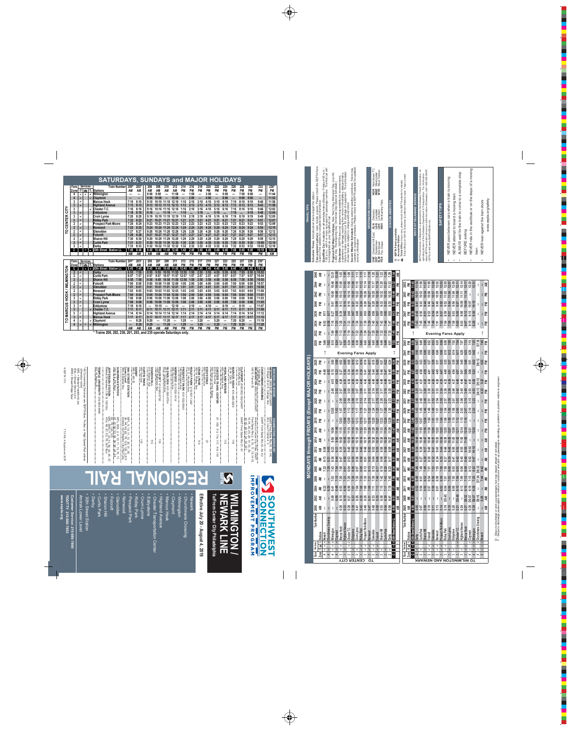# SATURDAYS, SUNDAYS and MAJOR HOLIDAYS

## TO CENTER CITY

| Fare Zone | Stations | 200* | 202* | 206 | 208 | 210 | 212 | 214 | 216 | 218 | 220 | 222 | 224 | 226 | 228 | 230 | 232 | 236* |
|---|---|---|---|---|---|---|---|---|---|---|---|---|---|---|---|---|---|---|
| | | AM | AM | AM | AM | AM | PM | PM | PM | PM | PM | PM | PM | PM | PM | PM | PM | PM |
| 4 | Wilmington | — | — | 8:58 | 9:58 | — | 11:58 | — | 1:58 | — | 3:58 | — | 5:58 | — | 7:58 | 8:58 | — | 11:44 |
| 4 | Claymont | — | — | 9:06 | 10:06 | — | 12:06 | — | 2:06 | — | 4:06 | — | 6:06 | — | 8:06 | 9:06 | — | 11:52 |
| 3 | Marcus Hook | 7:10 | 8:10 | 9:10 | 10:10 | 11:10 | 12:10 | 1:10 | 2:10 | 3:10 | 4:10 | 5:10 | 6:10 | 7:10 | 8:10 | 9:10 | 9:40 | 11:56 |
| 3 | Highland Avenue | 7:13 | 8:13 | 9:13 | 10:13 | 11:13 | 12:13 | 1:13 | 2:13 | 3:13 | 4:13 | 5:13 | 6:13 | 7:13 | 8:13 | 9:13 | 9:43 | 11:59 |
| 3 | Chester T.C. | 7:16 | 8:16 | 9:16 | 10:16 | 11:16 | 12:16 | 1:16 | 2:16 | 3:16 | 4:16 | 5:16 | 6:16 | 7:16 | 8:16 | 9:16 | 9:46 | 12:02 |
| 3 | Eddystone | 7:18 | 8:18 | 9:18 | — | 11:18 | — | 1:18 | — | 3:18 | — | 5:18 | — | 7:18 | — | 9:18 | 9:48 | 12:04 |
| 3 | Crum Lynne | 7:20 | 8:20 | 9:19 | 10:19 | 11:19 | 12:19 | 1:19 | 2:19 | 3:19 | 4:19 | 5:19 | 6:19 | 7:19 | 8:19 | 9:19 | 9:49 | 12:05 |
| 3 | Ridley Park | 7:22 | 8:22 | 9:21 | 10:21 | 11:21 | 12:21 | 1:21 | 2:21 | 3:21 | 4:21 | 5:21 | 6:21 | 7:21 | 8:21 | 9:21 | 9:51 | 12:07 |
| 2 | Prospect Park-Moore | 7:24 | 8:24 | 9:23 | 10:23 | 11:23 | 12:23 | 1:23 | 2:23 | 3:23 | 4:23 | 5:23 | 6:23 | 7:23 | 8:23 | 9:23 | 9:53 | 12:09 |
| 2 | Norwood | 7:25 | 8:25 | 9:24 | 10:24 | 11:24 | 12:24 | 1:24 | 2:24 | 3:24 | 4:24 | 5:24 | 6:24 | 7:24 | 8:24 | 9:24 | 9:54 | 12:10 |
| 2 | Glenolden | 7:27 | 8:27 | 9:26 | 10:26 | 11:26 | 12:26 | 1:26 | 2:26 | 3:26 | 4:26 | 5:26 | 6:26 | 7:26 | 8:26 | 9:26 | 9:56 | 12:12 |
| 2 | Folcroft | 7:28 | 8:28 | 9:27 | 10:27 | 11:27 | 12:27 | 1:27 | 2:27 | 3:27 | 4:27 | 5:27 | 6:27 | 7:27 | 8:27 | 9:27 | 9:57 | 12:13 |
| 2 | Sharon Hill | 7:30 | 8:30 | 9:29 | 10:29 | 11:29 | 12:29 | 1:29 | 2:29 | 3:29 | 4:29 | 5:29 | 6:29 | 7:29 | 8:29 | 9:29 | 9:59 | 12:15 |
| 2 | Curtis Park | 7:31 | 8:31 | 9:30 | 10:30 | 11:30 | 12:30 | 1:30 | 2:30 | 3:30 | 4:30 | 5:30 | 6:30 | 7:30 | 8:30 | 9:30 | 10:00 | 12:16 |
| 2 | Darby | 7:33 | 8:33 | 9:32 | 10:32 | 11:32 | 12:32 | 1:32 | 2:32 | 3:32 | 4:32 | 5:32 | 6:32 | 7:32 | 8:32 | 9:32 | 10:02 | 12:18 |
| C | 30th Street Station LL | 7:48 | 8:48 | 9:48 | 10:48 | 11:48 | 12:48 | 1:48 | 2:48 | 3:48 | 4:48 | 5:48 | 6:48 | 7:48 | 8:48 | 9:48 | 10:18 | 12:28 |
| | | AM | AM | AM | AM | AM | PM | PM | PM | PM | PM | PM | PM | PM | PM | PM | PM | AM |

## TO MARCUS HOOK / WILMINGTON

| Fare Zone | Stations | 201* | 203* | 205 | 207 | 209 | 211 | 213 | 215 | 217 | 219 | 221 | 223 | 225 | 227 | 229 | 235* |
|---|---|---|---|---|---|---|---|---|---|---|---|---|---|---|---|---|---|
| | | AM | AM | AM | AM | AM | AM | PM | PM | PM | PM | PM | PM | PM | PM | PM | PM |
| C | 30th Street Station LL | 6:45 | 7:45 | 8:45 | 9:45 | 10:45 | 11:45 | 12:45 | 1:45 | 2:45 | 3:45 | 4:45 | 5:45 | 6:45 | 7:45 | 8:45 | 10:45 |
| 2 | Darby | 6:55 | 7:55 | 8:55 | 9:55 | 10:55 | 11:55 | 12:55 | 1:55 | 2:55 | 3:55 | 4:55 | 5:55 | 6:55 | 7:55 | 8:55 | 10:52 |
| 2 | Curtis Park | 6:57 | 7:57 | 8:57 | 9:57 | 10:57 | 11:57 | 12:57 | 1:57 | 2:57 | 3:57 | 4:57 | 5:57 | 6:57 | 7:57 | 8:57 | 10:54 |
| 2 | Sharon Hill | 6:58 | 7:58 | 8:58 | 9:58 | 10:58 | 11:58 | 12:58 | 1:58 | 2:58 | 3:58 | 4:58 | 5:58 | 6:58 | 7:58 | 8:58 | 10:55 |
| 2 | Folcroft | 7:00 | 8:00 | 9:00 | 10:00 | 11:00 | 12:00 | 1:00 | 2:00 | 3:00 | 4:00 | 5:00 | 6:00 | 7:00 | 8:00 | 9:00 | 10:57 |
| 2 | Glenolden | 7:01 | 8:01 | 9:01 | 10:01 | 11:01 | 12:01 | 1:01 | 2:01 | 3:01 | 4:01 | 5:01 | 6:01 | 7:01 | 8:01 | 9:01 | 10:58 |
| 2 | Norwood | 7:03 | 8:03 | 9:03 | 10:03 | 11:03 | 12:03 | 1:03 | 2:03 | 3:03 | 4:03 | 5:03 | 6:03 | 7:03 | 8:03 | 9:03 | 11:00 |
| 2 | Prospect Park-Moore | 7:04 | 8:04 | 9:04 | 10:04 | 11:04 | 12:04 | 1:04 | 2:04 | 3:04 | 4:04 | 5:04 | 6:04 | 7:04 | 8:04 | 9:04 | 11:01 |
| 3 | Ridley Park | 7:06 | 8:06 | 9:06 | 10:06 | 11:06 | 12:06 | 1:06 | 2:06 | 3:06 | 4:06 | 5:06 | 6:06 | 7:06 | 8:06 | 9:06 | 11:03 |
| 3 | Crum Lynne | 7:08 | 8:08 | 9:08 | 10:08 | 11:08 | 12:08 | 1:08 | 2:08 | 3:08 | 4:08 | 5:08 | 6:08 | 7:08 | 8:08 | 9:08 | 11:05 |
| 3 | Eddystone | 7:10 | 8:10 | — | 10:10 | — | 12:10 | — | 2:10 | — | 4:10 | — | 6:10 | — | 8:10 | — | 11:07 |
| 3 | Chester T.C. | 7:11 | 8:11 | 9:11 | 10:11 | 11:11 | 12:11 | 1:11 | 2:11 | 3:11 | 4:11 | 5:11 | 6:11 | 7:11 | 8:11 | 9:11 | 11:09 |
| 3 | Highland Avenue | 7:14 | 8:14 | 9:14 | 10:14 | 11:14 | 12:14 | 1:14 | 2:14 | 3:14 | 4:14 | 5:14 | 6:14 | 7:14 | 8:14 | 9:14 | 11:12 |
| 3 | Marcus Hook | 7:17 | 8:17 | 9:17 | 10:17 | 11:17 | 12:17 | 1:17 | 2:17 | 3:17 | 4:17 | 5:17 | 6:17 | 7:17 | 8:17 | 9:17 | 11:15 |
| 4 | Claymont | — | — | 9:20 | — | 11:20 | — | 1:20 | — | 3:20 | — | 5:20 | — | 7:20 | 8:20 | — | 11:19 |
| 4 | Wilmington | — | — | 9:29 | — | 11:29 | — | 1:29 | — | 3:29 | — | 5:29 | — | 7:29 | 8:29 | — | 11:28 |
| | | AM | AM | AM | AM | AM | PM | PM | PM | PM | PM | PM | PM | PM | PM | PM | PM |

\* Trains 200, 202, 236, 201, 203, and 235 operate Saturdays only.

# MONDAYS through FRIDAYS (Except MAJOR HOLIDAYS)

TO CENTER CITY

TO WILMINGTON AND NEWARK

Evening Fares Apply

D - Stops to discharge or pick up passengers but may depart ahead of schedule

F - Stops to discharge passengers on notice to conductor and pick up passengers standing on platform in position visible to engineer

## SAFETY TIPS

- NEVER pass between cars when a train is moving
- NEVER attempt to board a moving train
- ALWAYS wait for the train to come to a complete stop BEFORE exiting
- NEVER ride in the vestibule or on the steps of a moving train
- NEVER lean against the train doors

www.septa.org/safety

# SOUTHWEST CONNECTION IMPROVEMENT PROGRAM

# WILMINGTON / NEWARK LINE

To/From Center City Philadelphia

**Effective July 20 - August 4, 2019**

- Newark
- Churchmans Crossing
- Wilmington
- Claymont
- Marcus Hook
- Highland Avenue
- Chester Transportation Center
- Eddystone
- Crum Lynne
- Ridley Park
- Prospect Park
- Norwood
- Glenolden
- Folcroft
- Sharon Hill
- Curtis Park
- Darby
- 30th Street Station
- Amtrak Lower Level

# REGIONAL RAIL

Customer Service: 215-580-7800

TDD/TTY: 215-580-7853

www.septa.org